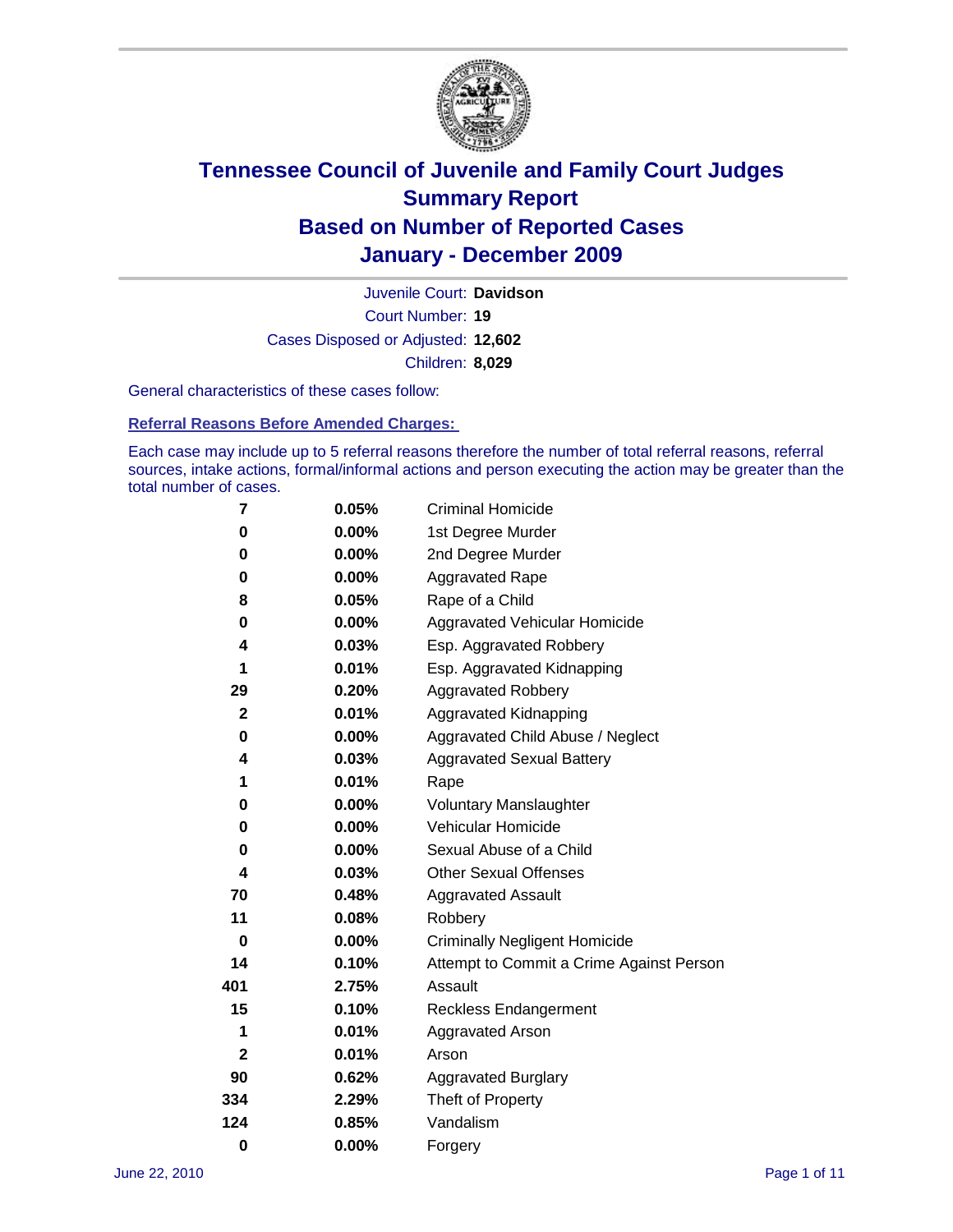# Tennessee Council of Juvenile and Family Court Judges
## Summary Report
## Based on Number of Reported Cases
## January - December 2009

Juvenile Court: **Davidson**

Court Number: **19**

Cases Disposed or Adjusted: **12,602**

Children: **8,029**

General characteristics of these cases follow:

### Referral Reasons Before Amended Charges:

Each case may include up to 5 referral reasons therefore the number of total referral reasons, referral sources, intake actions, formal/informal actions and person executing the action may be greater than the total number of cases.

| Count | Percent | Referral Reason |
|---|---|---|
| 7 | 0.05% | Criminal Homicide |
| 0 | 0.00% | 1st Degree Murder |
| 0 | 0.00% | 2nd Degree Murder |
| 0 | 0.00% | Aggravated Rape |
| 8 | 0.05% | Rape of a Child |
| 0 | 0.00% | Aggravated Vehicular Homicide |
| 4 | 0.03% | Esp. Aggravated Robbery |
| 1 | 0.01% | Esp. Aggravated Kidnapping |
| 29 | 0.20% | Aggravated Robbery |
| 2 | 0.01% | Aggravated Kidnapping |
| 0 | 0.00% | Aggravated Child Abuse / Neglect |
| 4 | 0.03% | Aggravated Sexual Battery |
| 1 | 0.01% | Rape |
| 0 | 0.00% | Voluntary Manslaughter |
| 0 | 0.00% | Vehicular Homicide |
| 0 | 0.00% | Sexual Abuse of a Child |
| 4 | 0.03% | Other Sexual Offenses |
| 70 | 0.48% | Aggravated Assault |
| 11 | 0.08% | Robbery |
| 0 | 0.00% | Criminally Negligent Homicide |
| 14 | 0.10% | Attempt to Commit a Crime Against Person |
| 401 | 2.75% | Assault |
| 15 | 0.10% | Reckless Endangerment |
| 1 | 0.01% | Aggravated Arson |
| 2 | 0.01% | Arson |
| 90 | 0.62% | Aggravated Burglary |
| 334 | 2.29% | Theft of Property |
| 124 | 0.85% | Vandalism |
| 0 | 0.00% | Forgery |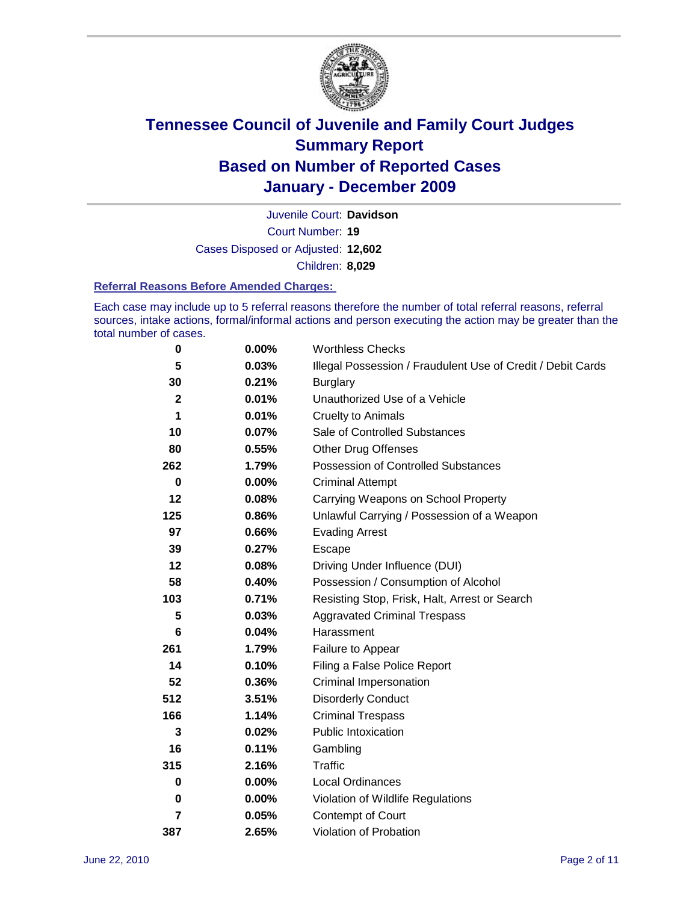# Tennessee Council of Juvenile and Family Court Judges
# Summary Report
# Based on Number of Reported Cases
# January - December 2009

Juvenile Court: **Davidson**

Court Number: **19**

Cases Disposed or Adjusted: **12,602**

Children: **8,029**

### Referral Reasons Before Amended Charges:

Each case may include up to 5 referral reasons therefore the number of total referral reasons, referral sources, intake actions, formal/informal actions and person executing the action may be greater than the total number of cases.

| Count | Percent | Referral Reason |
|---|---|---|
| 0 | 0.00% | Worthless Checks |
| 5 | 0.03% | Illegal Possession / Fraudulent Use of Credit / Debit Cards |
| 30 | 0.21% | Burglary |
| 2 | 0.01% | Unauthorized Use of a Vehicle |
| 1 | 0.01% | Cruelty to Animals |
| 10 | 0.07% | Sale of Controlled Substances |
| 80 | 0.55% | Other Drug Offenses |
| 262 | 1.79% | Possession of Controlled Substances |
| 0 | 0.00% | Criminal Attempt |
| 12 | 0.08% | Carrying Weapons on School Property |
| 125 | 0.86% | Unlawful Carrying / Possession of a Weapon |
| 97 | 0.66% | Evading Arrest |
| 39 | 0.27% | Escape |
| 12 | 0.08% | Driving Under Influence (DUI) |
| 58 | 0.40% | Possession / Consumption of Alcohol |
| 103 | 0.71% | Resisting Stop, Frisk, Halt, Arrest or Search |
| 5 | 0.03% | Aggravated Criminal Trespass |
| 6 | 0.04% | Harassment |
| 261 | 1.79% | Failure to Appear |
| 14 | 0.10% | Filing a False Police Report |
| 52 | 0.36% | Criminal Impersonation |
| 512 | 3.51% | Disorderly Conduct |
| 166 | 1.14% | Criminal Trespass |
| 3 | 0.02% | Public Intoxication |
| 16 | 0.11% | Gambling |
| 315 | 2.16% | Traffic |
| 0 | 0.00% | Local Ordinances |
| 0 | 0.00% | Violation of Wildlife Regulations |
| 7 | 0.05% | Contempt of Court |
| 387 | 2.65% | Violation of Probation |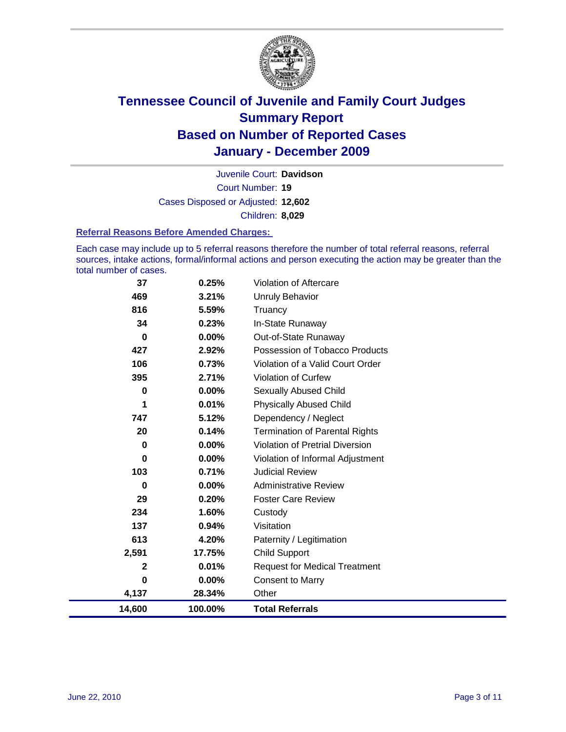# Tennessee Council of Juvenile and Family Court Judges
## Summary Report
## Based on Number of Reported Cases
## January - December 2009

Juvenile Court: **Davidson**

Court Number: **19**

Cases Disposed or Adjusted: **12,602**

Children: **8,029**

### Referral Reasons Before Amended Charges:

Each case may include up to 5 referral reasons therefore the number of total referral reasons, referral sources, intake actions, formal/informal actions and person executing the action may be greater than the total number of cases.

| Count | Percent | Referral Reason |
|---|---|---|
| 37 | 0.25% | Violation of Aftercare |
| 469 | 3.21% | Unruly Behavior |
| 816 | 5.59% | Truancy |
| 34 | 0.23% | In-State Runaway |
| 0 | 0.00% | Out-of-State Runaway |
| 427 | 2.92% | Possession of Tobacco Products |
| 106 | 0.73% | Violation of a Valid Court Order |
| 395 | 2.71% | Violation of Curfew |
| 0 | 0.00% | Sexually Abused Child |
| 1 | 0.01% | Physically Abused Child |
| 747 | 5.12% | Dependency / Neglect |
| 20 | 0.14% | Termination of Parental Rights |
| 0 | 0.00% | Violation of Pretrial Diversion |
| 0 | 0.00% | Violation of Informal Adjustment |
| 103 | 0.71% | Judicial Review |
| 0 | 0.00% | Administrative Review |
| 29 | 0.20% | Foster Care Review |
| 234 | 1.60% | Custody |
| 137 | 0.94% | Visitation |
| 613 | 4.20% | Paternity / Legitimation |
| 2,591 | 17.75% | Child Support |
| 2 | 0.01% | Request for Medical Treatment |
| 0 | 0.00% | Consent to Marry |
| 4,137 | 28.34% | Other |
| **14,600** | **100.00%** | **Total Referrals** |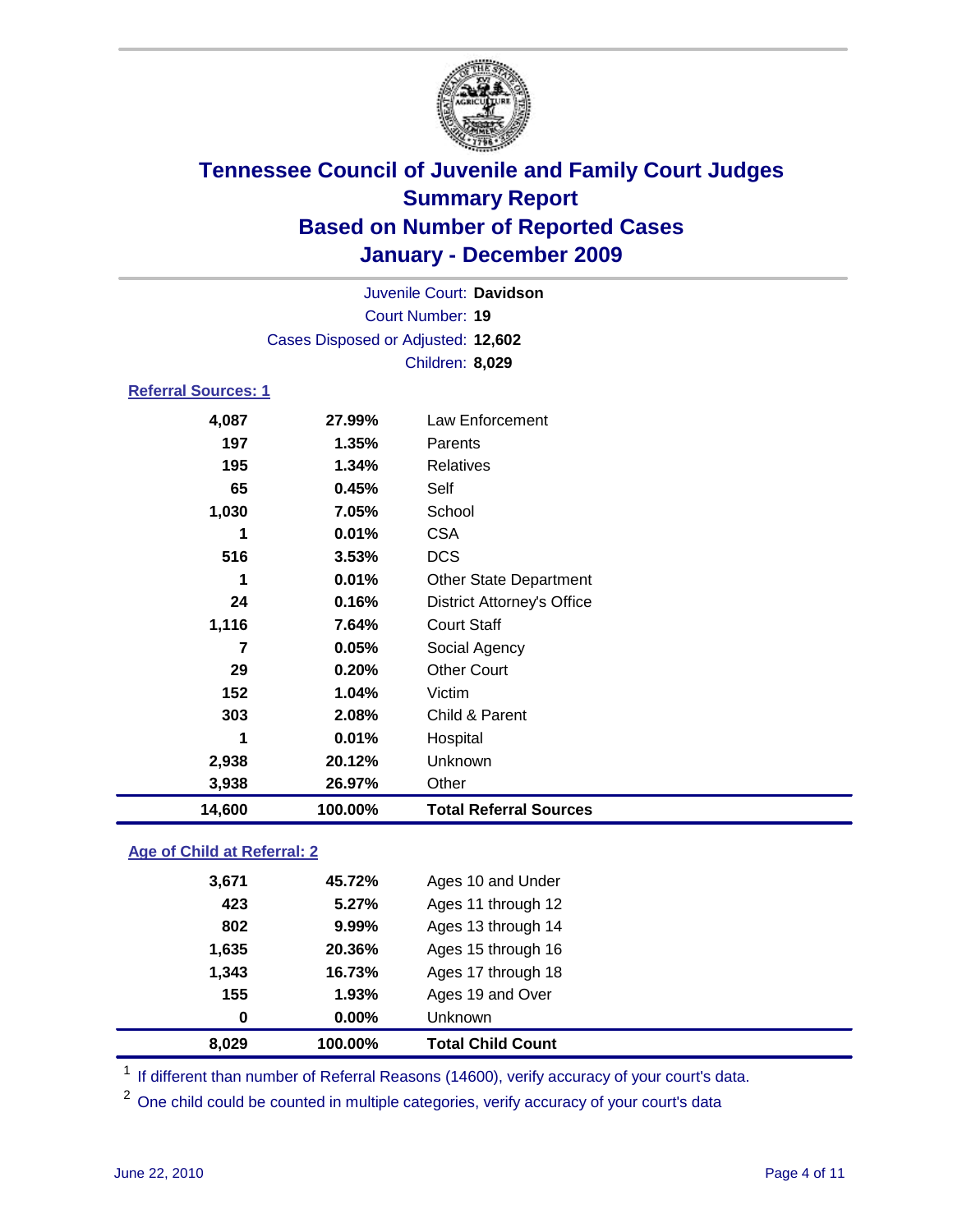# Tennessee Council of Juvenile and Family Court Judges
## Summary Report
## Based on Number of Reported Cases
## January - December 2009

Juvenile Court: **Davidson**
Court Number: **19**
Cases Disposed or Adjusted: **12,602**
Children: **8,029**

### Referral Sources: 1

| | | |
|---|---|---|
| 4,087 | 27.99% | Law Enforcement |
| 197 | 1.35% | Parents |
| 195 | 1.34% | Relatives |
| 65 | 0.45% | Self |
| 1,030 | 7.05% | School |
| 1 | 0.01% | CSA |
| 516 | 3.53% | DCS |
| 1 | 0.01% | Other State Department |
| 24 | 0.16% | District Attorney's Office |
| 1,116 | 7.64% | Court Staff |
| 7 | 0.05% | Social Agency |
| 29 | 0.20% | Other Court |
| 152 | 1.04% | Victim |
| 303 | 2.08% | Child & Parent |
| 1 | 0.01% | Hospital |
| 2,938 | 20.12% | Unknown |
| 3,938 | 26.97% | Other |
| **14,600** | **100.00%** | **Total Referral Sources** |

### Age of Child at Referral: 2

| | | |
|---|---|---|
| 3,671 | 45.72% | Ages 10 and Under |
| 423 | 5.27% | Ages 11 through 12 |
| 802 | 9.99% | Ages 13 through 14 |
| 1,635 | 20.36% | Ages 15 through 16 |
| 1,343 | 16.73% | Ages 17 through 18 |
| 155 | 1.93% | Ages 19 and Over |
| 0 | 0.00% | Unknown |
| **8,029** | **100.00%** | **Total Child Count** |

[1] If different than number of Referral Reasons (14600), verify accuracy of your court's data.

[2] One child could be counted in multiple categories, verify accuracy of your court's data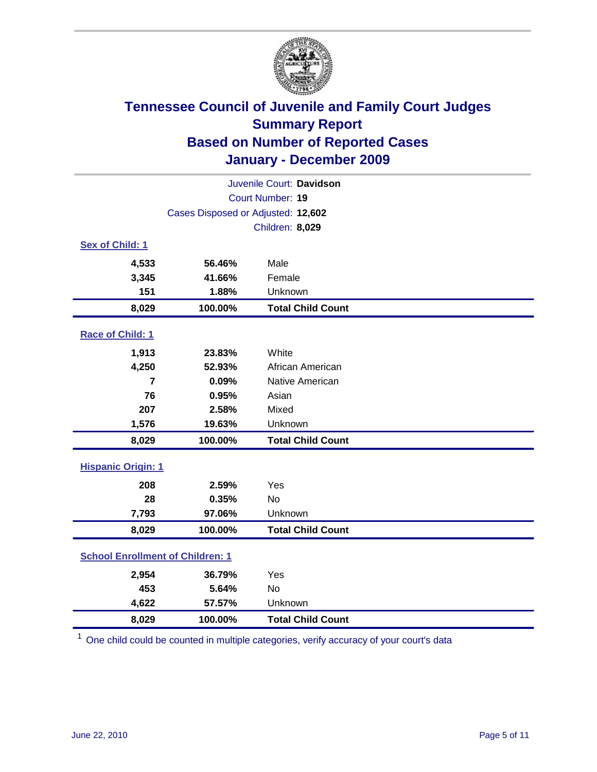# Tennessee Council of Juvenile and Family Court Judges
## Summary Report
## Based on Number of Reported Cases
## January - December 2009

Juvenile Court: **Davidson**

Court Number: **19**

Cases Disposed or Adjusted: **12,602**

Children: **8,029**

### Sex of Child: 1

| | | |
|---|---|---|
| 4,533 | 56.46% | Male |
| 3,345 | 41.66% | Female |
| 151 | 1.88% | Unknown |
| **8,029** | **100.00%** | **Total Child Count** |

### Race of Child: 1

| | | |
|---|---|---|
| 1,913 | 23.83% | White |
| 4,250 | 52.93% | African American |
| 7 | 0.09% | Native American |
| 76 | 0.95% | Asian |
| 207 | 2.58% | Mixed |
| 1,576 | 19.63% | Unknown |
| **8,029** | **100.00%** | **Total Child Count** |

### Hispanic Origin: 1

| | | |
|---|---|---|
| 208 | 2.59% | Yes |
| 28 | 0.35% | No |
| 7,793 | 97.06% | Unknown |
| **8,029** | **100.00%** | **Total Child Count** |

### School Enrollment of Children: 1

| | | |
|---|---|---|
| 2,954 | 36.79% | Yes |
| 453 | 5.64% | No |
| 4,622 | 57.57% | Unknown |
| **8,029** | **100.00%** | **Total Child Count** |

[1] One child could be counted in multiple categories, verify accuracy of your court's data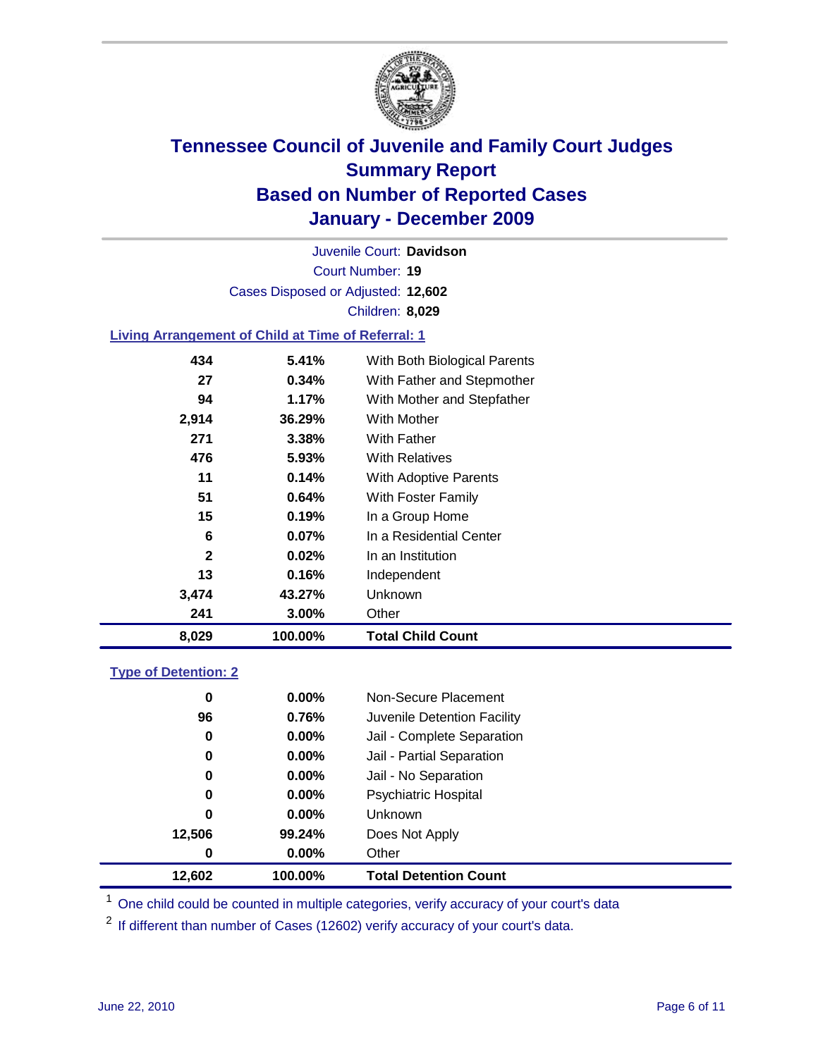# Tennessee Council of Juvenile and Family Court Judges
## Summary Report
## Based on Number of Reported Cases
## January - December 2009

Juvenile Court: **Davidson**
Court Number: **19**
Cases Disposed or Adjusted: **12,602**
Children: **8,029**

### Living Arrangement of Child at Time of Referral: 1

| | | |
|---|---|---|
| 434 | 5.41% | With Both Biological Parents |
| 27 | 0.34% | With Father and Stepmother |
| 94 | 1.17% | With Mother and Stepfather |
| 2,914 | 36.29% | With Mother |
| 271 | 3.38% | With Father |
| 476 | 5.93% | With Relatives |
| 11 | 0.14% | With Adoptive Parents |
| 51 | 0.64% | With Foster Family |
| 15 | 0.19% | In a Group Home |
| 6 | 0.07% | In a Residential Center |
| 2 | 0.02% | In an Institution |
| 13 | 0.16% | Independent |
| 3,474 | 43.27% | Unknown |
| 241 | 3.00% | Other |
| **8,029** | **100.00%** | **Total Child Count** |

### Type of Detention: 2

| | | |
|---|---|---|
| 0 | 0.00% | Non-Secure Placement |
| 96 | 0.76% | Juvenile Detention Facility |
| 0 | 0.00% | Jail - Complete Separation |
| 0 | 0.00% | Jail - Partial Separation |
| 0 | 0.00% | Jail - No Separation |
| 0 | 0.00% | Psychiatric Hospital |
| 0 | 0.00% | Unknown |
| 12,506 | 99.24% | Does Not Apply |
| 0 | 0.00% | Other |
| **12,602** | **100.00%** | **Total Detention Count** |

[1] One child could be counted in multiple categories, verify accuracy of your court's data

[2] If different than number of Cases (12602) verify accuracy of your court's data.

June 22, 2010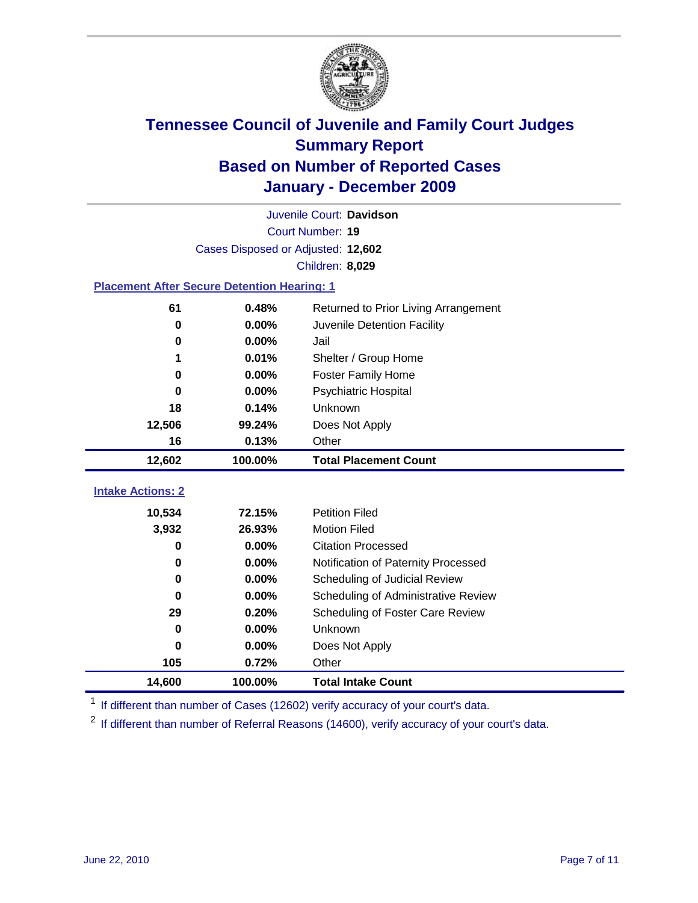# Tennessee Council of Juvenile and Family Court Judges
## Summary Report
## Based on Number of Reported Cases
## January - December 2009

Juvenile Court: **Davidson**

Court Number: **19**

Cases Disposed or Adjusted: **12,602**

Children: **8,029**

### Placement After Secure Detention Hearing: 1

| Count | Percent | Placement |
|---|---|---|
| 61 | 0.48% | Returned to Prior Living Arrangement |
| 0 | 0.00% | Juvenile Detention Facility |
| 0 | 0.00% | Jail |
| 1 | 0.01% | Shelter / Group Home |
| 0 | 0.00% | Foster Family Home |
| 0 | 0.00% | Psychiatric Hospital |
| 18 | 0.14% | Unknown |
| 12,506 | 99.24% | Does Not Apply |
| 16 | 0.13% | Other |
| **12,602** | **100.00%** | **Total Placement Count** |

### Intake Actions: 2

| Count | Percent | Intake Action |
|---|---|---|
| 10,534 | 72.15% | Petition Filed |
| 3,932 | 26.93% | Motion Filed |
| 0 | 0.00% | Citation Processed |
| 0 | 0.00% | Notification of Paternity Processed |
| 0 | 0.00% | Scheduling of Judicial Review |
| 0 | 0.00% | Scheduling of Administrative Review |
| 29 | 0.20% | Scheduling of Foster Care Review |
| 0 | 0.00% | Unknown |
| 0 | 0.00% | Does Not Apply |
| 105 | 0.72% | Other |
| **14,600** | **100.00%** | **Total Intake Count** |

[1] If different than number of Cases (12602) verify accuracy of your court's data.

[2] If different than number of Referral Reasons (14600), verify accuracy of your court's data.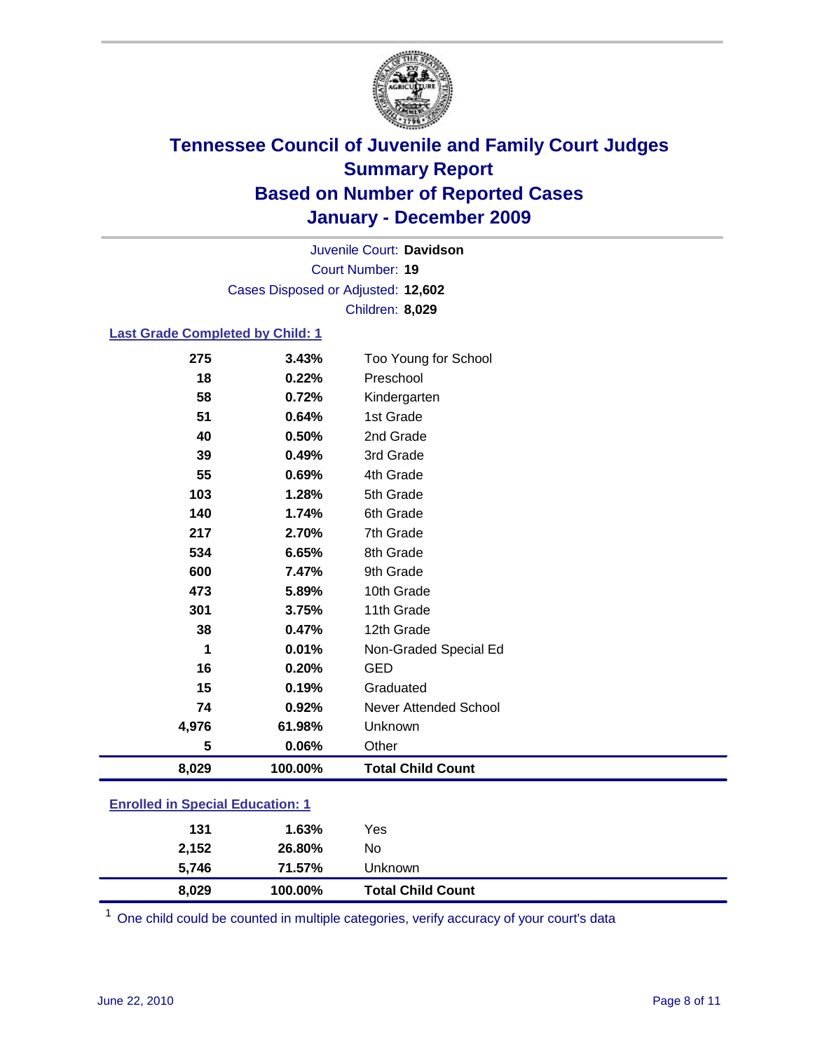# Tennessee Council of Juvenile and Family Court Judges
## Summary Report
## Based on Number of Reported Cases
## January - December 2009

Juvenile Court: **Davidson**
Court Number: **19**
Cases Disposed or Adjusted: **12,602**
Children: **8,029**

### Last Grade Completed by Child: 1

| Count | Percent | Category |
|---|---|---|
| 275 | 3.43% | Too Young for School |
| 18 | 0.22% | Preschool |
| 58 | 0.72% | Kindergarten |
| 51 | 0.64% | 1st Grade |
| 40 | 0.50% | 2nd Grade |
| 39 | 0.49% | 3rd Grade |
| 55 | 0.69% | 4th Grade |
| 103 | 1.28% | 5th Grade |
| 140 | 1.74% | 6th Grade |
| 217 | 2.70% | 7th Grade |
| 534 | 6.65% | 8th Grade |
| 600 | 7.47% | 9th Grade |
| 473 | 5.89% | 10th Grade |
| 301 | 3.75% | 11th Grade |
| 38 | 0.47% | 12th Grade |
| 1 | 0.01% | Non-Graded Special Ed |
| 16 | 0.20% | GED |
| 15 | 0.19% | Graduated |
| 74 | 0.92% | Never Attended School |
| 4,976 | 61.98% | Unknown |
| 5 | 0.06% | Other |
| **8,029** | **100.00%** | **Total Child Count** |

### Enrolled in Special Education: 1

| Count | Percent | Category |
|---|---|---|
| 131 | 1.63% | Yes |
| 2,152 | 26.80% | No |
| 5,746 | 71.57% | Unknown |
| **8,029** | **100.00%** | **Total Child Count** |

[1] One child could be counted in multiple categories, verify accuracy of your court's data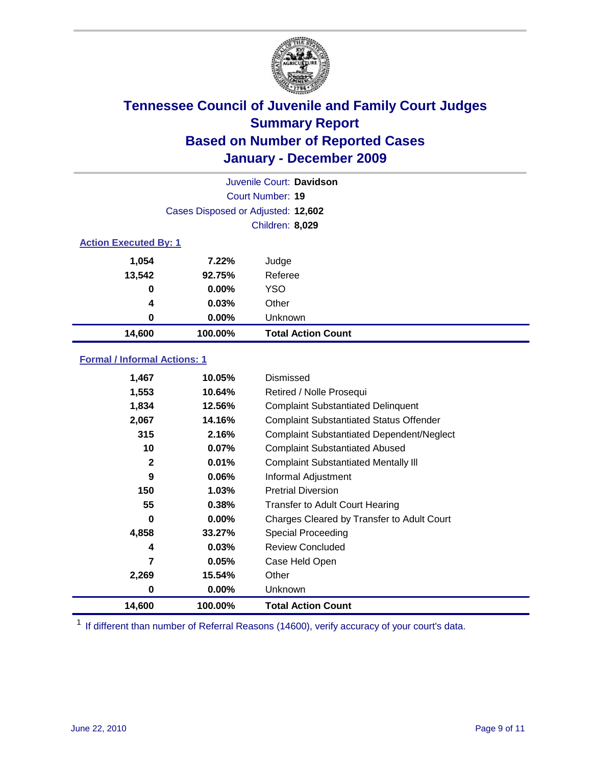# Tennessee Council of Juvenile and Family Court Judges
## Summary Report
## Based on Number of Reported Cases
## January - December 2009

Juvenile Court: **Davidson**

Court Number: **19**

Cases Disposed or Adjusted: **12,602**

Children: **8,029**

### Action Executed By: 1

| | | |
|---|---|---|
| 1,054 | 7.22% | Judge |
| 13,542 | 92.75% | Referee |
| 0 | 0.00% | YSO |
| 4 | 0.03% | Other |
| 0 | 0.00% | Unknown |
| **14,600** | **100.00%** | **Total Action Count** |

### Formal / Informal Actions: 1

| | | |
|---|---|---|
| 1,467 | 10.05% | Dismissed |
| 1,553 | 10.64% | Retired / Nolle Prosequi |
| 1,834 | 12.56% | Complaint Substantiated Delinquent |
| 2,067 | 14.16% | Complaint Substantiated Status Offender |
| 315 | 2.16% | Complaint Substantiated Dependent/Neglect |
| 10 | 0.07% | Complaint Substantiated Abused |
| 2 | 0.01% | Complaint Substantiated Mentally Ill |
| 9 | 0.06% | Informal Adjustment |
| 150 | 1.03% | Pretrial Diversion |
| 55 | 0.38% | Transfer to Adult Court Hearing |
| 0 | 0.00% | Charges Cleared by Transfer to Adult Court |
| 4,858 | 33.27% | Special Proceeding |
| 4 | 0.03% | Review Concluded |
| 7 | 0.05% | Case Held Open |
| 2,269 | 15.54% | Other |
| 0 | 0.00% | Unknown |
| **14,600** | **100.00%** | **Total Action Count** |

[1] If different than number of Referral Reasons (14600), verify accuracy of your court's data.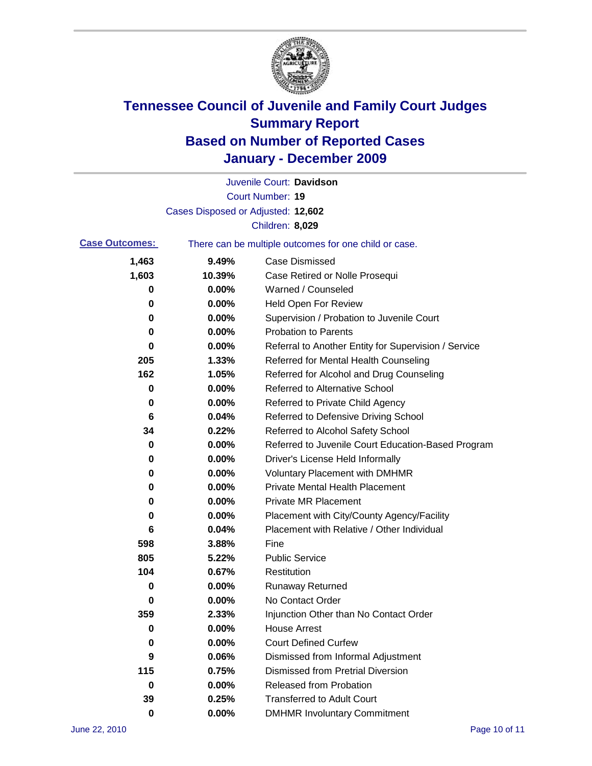# Tennessee Council of Juvenile and Family Court Judges
## Summary Report
## Based on Number of Reported Cases
## January - December 2009

Juvenile Court: **Davidson**

Court Number: **19**

Cases Disposed or Adjusted: **12,602**

Children: **8,029**

**Case Outcomes:** There can be multiple outcomes for one child or case.

| Count | Percent | Outcome |
|---|---|---|
| 1,463 | 9.49% | Case Dismissed |
| 1,603 | 10.39% | Case Retired or Nolle Prosequi |
| 0 | 0.00% | Warned / Counseled |
| 0 | 0.00% | Held Open For Review |
| 0 | 0.00% | Supervision / Probation to Juvenile Court |
| 0 | 0.00% | Probation to Parents |
| 0 | 0.00% | Referral to Another Entity for Supervision / Service |
| 205 | 1.33% | Referred for Mental Health Counseling |
| 162 | 1.05% | Referred for Alcohol and Drug Counseling |
| 0 | 0.00% | Referred to Alternative School |
| 0 | 0.00% | Referred to Private Child Agency |
| 6 | 0.04% | Referred to Defensive Driving School |
| 34 | 0.22% | Referred to Alcohol Safety School |
| 0 | 0.00% | Referred to Juvenile Court Education-Based Program |
| 0 | 0.00% | Driver's License Held Informally |
| 0 | 0.00% | Voluntary Placement with DMHMR |
| 0 | 0.00% | Private Mental Health Placement |
| 0 | 0.00% | Private MR Placement |
| 0 | 0.00% | Placement with City/County Agency/Facility |
| 6 | 0.04% | Placement with Relative / Other Individual |
| 598 | 3.88% | Fine |
| 805 | 5.22% | Public Service |
| 104 | 0.67% | Restitution |
| 0 | 0.00% | Runaway Returned |
| 0 | 0.00% | No Contact Order |
| 359 | 2.33% | Injunction Other than No Contact Order |
| 0 | 0.00% | House Arrest |
| 0 | 0.00% | Court Defined Curfew |
| 9 | 0.06% | Dismissed from Informal Adjustment |
| 115 | 0.75% | Dismissed from Pretrial Diversion |
| 0 | 0.00% | Released from Probation |
| 39 | 0.25% | Transferred to Adult Court |
| 0 | 0.00% | DMHMR Involuntary Commitment |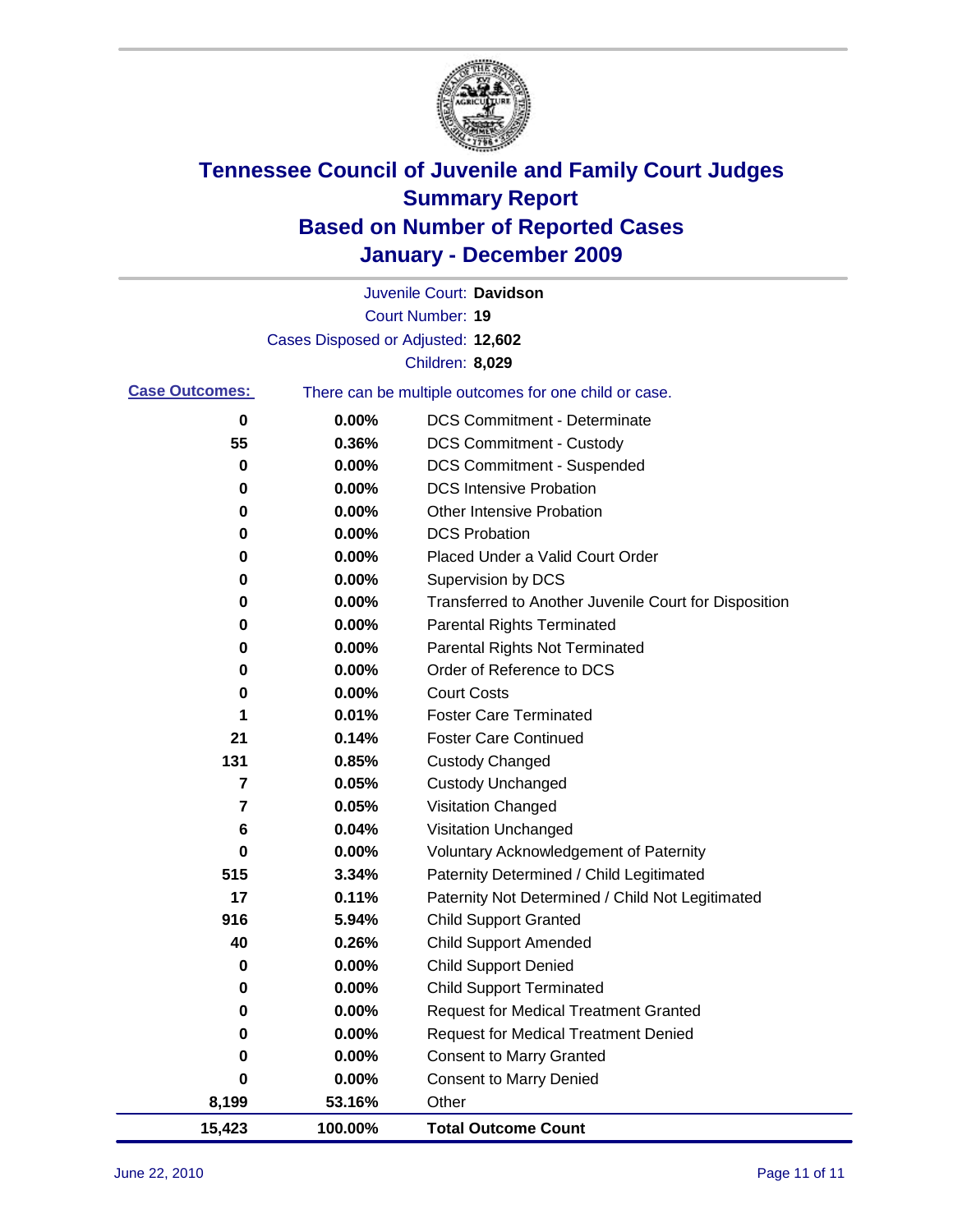# Tennessee Council of Juvenile and Family Court Judges
## Summary Report
## Based on Number of Reported Cases
## January - December 2009

Juvenile Court: **Davidson**

Court Number: **19**

Cases Disposed or Adjusted: **12,602**

Children: **8,029**

**Case Outcomes:** There can be multiple outcomes for one child or case.

| | | |
|---|---|---|
| 0 | 0.00% | DCS Commitment - Determinate |
| 55 | 0.36% | DCS Commitment - Custody |
| 0 | 0.00% | DCS Commitment - Suspended |
| 0 | 0.00% | DCS Intensive Probation |
| 0 | 0.00% | Other Intensive Probation |
| 0 | 0.00% | DCS Probation |
| 0 | 0.00% | Placed Under a Valid Court Order |
| 0 | 0.00% | Supervision by DCS |
| 0 | 0.00% | Transferred to Another Juvenile Court for Disposition |
| 0 | 0.00% | Parental Rights Terminated |
| 0 | 0.00% | Parental Rights Not Terminated |
| 0 | 0.00% | Order of Reference to DCS |
| 0 | 0.00% | Court Costs |
| 1 | 0.01% | Foster Care Terminated |
| 21 | 0.14% | Foster Care Continued |
| 131 | 0.85% | Custody Changed |
| 7 | 0.05% | Custody Unchanged |
| 7 | 0.05% | Visitation Changed |
| 6 | 0.04% | Visitation Unchanged |
| 0 | 0.00% | Voluntary Acknowledgement of Paternity |
| 515 | 3.34% | Paternity Determined / Child Legitimated |
| 17 | 0.11% | Paternity Not Determined / Child Not Legitimated |
| 916 | 5.94% | Child Support Granted |
| 40 | 0.26% | Child Support Amended |
| 0 | 0.00% | Child Support Denied |
| 0 | 0.00% | Child Support Terminated |
| 0 | 0.00% | Request for Medical Treatment Granted |
| 0 | 0.00% | Request for Medical Treatment Denied |
| 0 | 0.00% | Consent to Marry Granted |
| 0 | 0.00% | Consent to Marry Denied |
| 8,199 | 53.16% | Other |
| **15,423** | **100.00%** | **Total Outcome Count** |

June 22, 2010